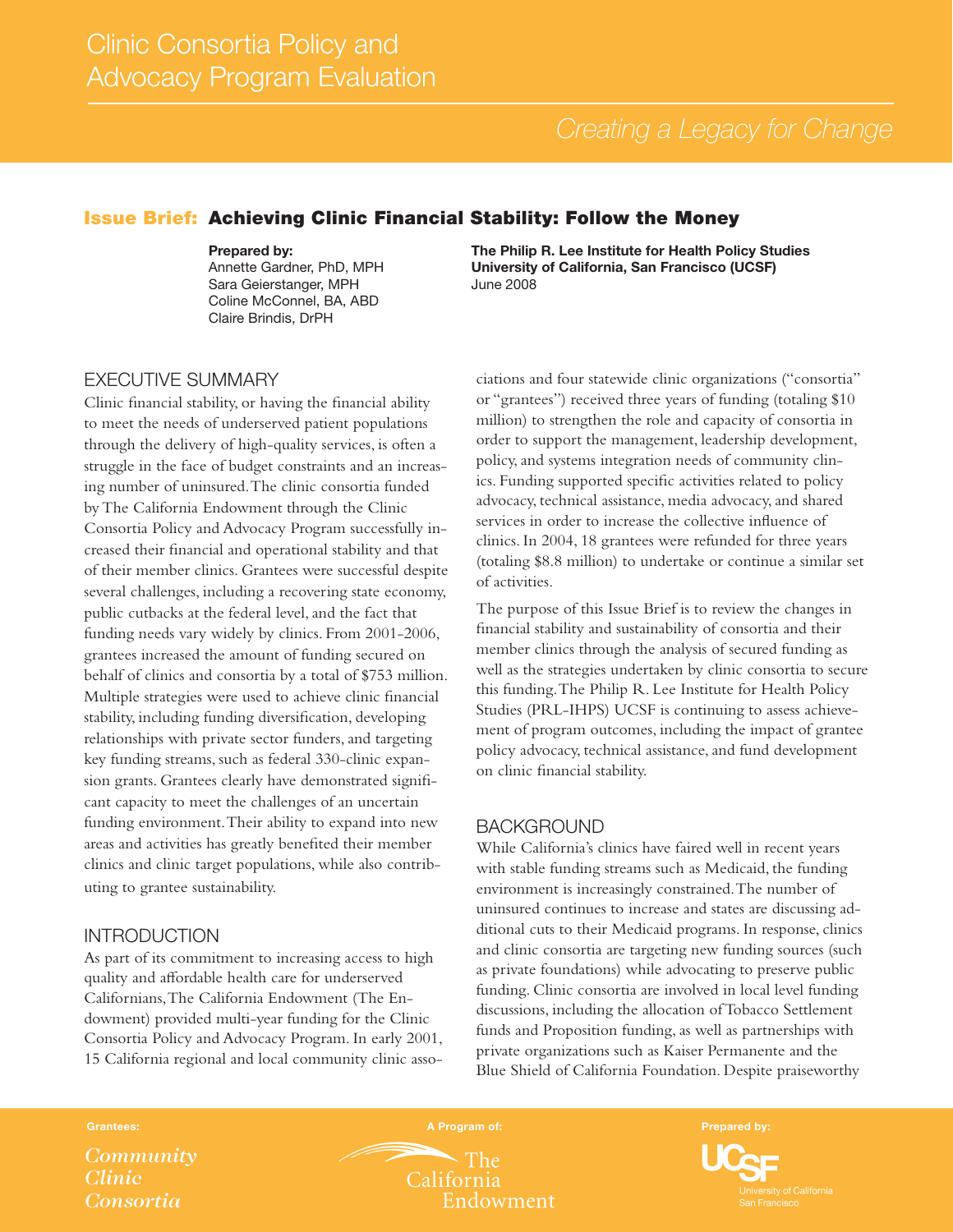# Clinic Consortia Policy and Advocacy Program Evaluation

*Creating a Legacy for Change*

## Issue Brief: Achieving Clinic Financial Stability: Follow the Money

**Prepared by:**
Annette Gardner, PhD, MPH
Sara Geierstanger, MPH
Coline McConnel, BA, ABD
Claire Brindis, DrPH

**The Philip R. Lee Institute for Health Policy Studies**
**University of California, San Francisco (UCSF)**
June 2008

## EXECUTIVE SUMMARY

Clinic financial stability, or having the financial ability to meet the needs of underserved patient populations through the delivery of high-quality services, is often a struggle in the face of budget constraints and an increasing number of uninsured. The clinic consortia funded by The California Endowment through the Clinic Consortia Policy and Advocacy Program successfully increased their financial and operational stability and that of their member clinics. Grantees were successful despite several challenges, including a recovering state economy, public cutbacks at the federal level, and the fact that funding needs vary widely by clinics. From 2001-2006, grantees increased the amount of funding secured on behalf of clinics and consortia by a total of $753 million. Multiple strategies were used to achieve clinic financial stability, including funding diversification, developing relationships with private sector funders, and targeting key funding streams, such as federal 330-clinic expansion grants. Grantees clearly have demonstrated significant capacity to meet the challenges of an uncertain funding environment. Their ability to expand into new areas and activities has greatly benefited their member clinics and clinic target populations, while also contributing to grantee sustainability.

## INTRODUCTION

As part of its commitment to increasing access to high quality and affordable health care for underserved Californians, The California Endowment (The Endowment) provided multi-year funding for the Clinic Consortia Policy and Advocacy Program. In early 2001, 15 California regional and local community clinic associations and four statewide clinic organizations ("consortia" or "grantees") received three years of funding (totaling $10 million) to strengthen the role and capacity of consortia in order to support the management, leadership development, policy, and systems integration needs of community clinics. Funding supported specific activities related to policy advocacy, technical assistance, media advocacy, and shared services in order to increase the collective influence of clinics. In 2004, 18 grantees were refunded for three years (totaling $8.8 million) to undertake or continue a similar set of activities.

The purpose of this Issue Brief is to review the changes in financial stability and sustainability of consortia and their member clinics through the analysis of secured funding as well as the strategies undertaken by clinic consortia to secure this funding. The Philip R. Lee Institute for Health Policy Studies (PRL-IHPS) UCSF is continuing to assess achievement of program outcomes, including the impact of grantee policy advocacy, technical assistance, and fund development on clinic financial stability.

## BACKGROUND

While California's clinics have faired well in recent years with stable funding streams such as Medicaid, the funding environment is increasingly constrained. The number of uninsured continues to increase and states are discussing additional cuts to their Medicaid programs. In response, clinics and clinic consortia are targeting new funding sources (such as private foundations) while advocating to preserve public funding. Clinic consortia are involved in local level funding discussions, including the allocation of Tobacco Settlement funds and Proposition funding, as well as partnerships with private organizations such as Kaiser Permanente and the Blue Shield of California Foundation. Despite praiseworthy

Grantees: *Community Clinic Consortia*

A Program of: The California Endowment

Prepared by: UCSF University of California San Francisco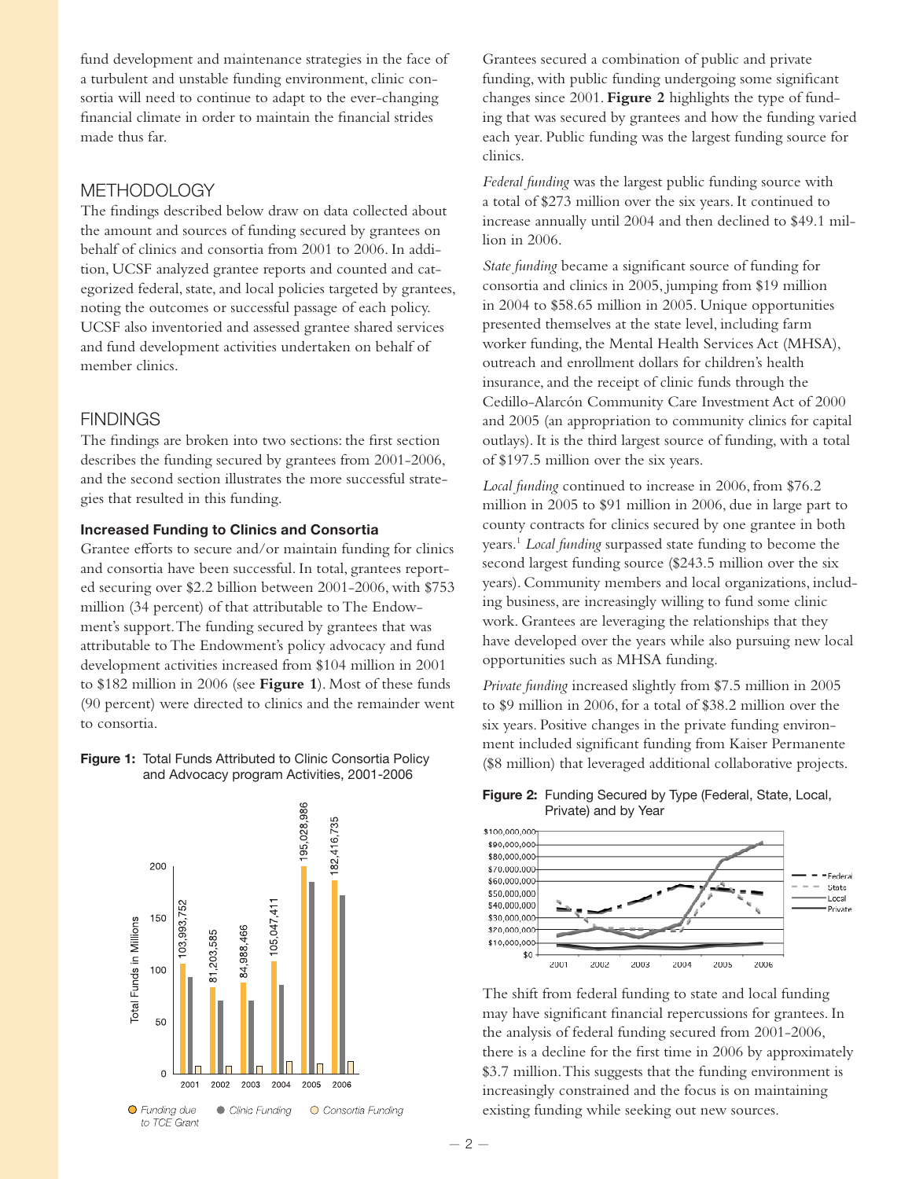fund development and maintenance strategies in the face of a turbulent and unstable funding environment, clinic consortia will need to continue to adapt to the ever-changing financial climate in order to maintain the financial strides made thus far.

## METHODOLOGY

The findings described below draw on data collected about the amount and sources of funding secured by grantees on behalf of clinics and consortia from 2001 to 2006. In addition, UCSF analyzed grantee reports and counted and categorized federal, state, and local policies targeted by grantees, noting the outcomes or successful passage of each policy. UCSF also inventoried and assessed grantee shared services and fund development activities undertaken on behalf of member clinics.

## FINDINGS

The findings are broken into two sections: the first section describes the funding secured by grantees from 2001-2006, and the second section illustrates the more successful strategies that resulted in this funding.

### Increased Funding to Clinics and Consortia

Grantee efforts to secure and/or maintain funding for clinics and consortia have been successful. In total, grantees reported securing over $2.2 billion between 2001-2006, with $753 million (34 percent) of that attributable to The Endowment's support. The funding secured by grantees that was attributable to The Endowment's policy advocacy and fund development activities increased from $104 million in 2001 to $182 million in 2006 (see **Figure 1**). Most of these funds (90 percent) were directed to clinics and the remainder went to consortia.

**Figure 1:** Total Funds Attributed to Clinic Consortia Policy and Advocacy program Activities, 2001-2006

Grantees secured a combination of public and private funding, with public funding undergoing some significant changes since 2001. **Figure 2** highlights the type of funding that was secured by grantees and how the funding varied each year. Public funding was the largest funding source for clinics.

*Federal funding* was the largest public funding source with a total of $273 million over the six years. It continued to increase annually until 2004 and then declined to $49.1 million in 2006.

*State funding* became a significant source of funding for consortia and clinics in 2005, jumping from $19 million in 2004 to $58.65 million in 2005. Unique opportunities presented themselves at the state level, including farm worker funding, the Mental Health Services Act (MHSA), outreach and enrollment dollars for children's health insurance, and the receipt of clinic funds through the Cedillo-Alarcón Community Care Investment Act of 2000 and 2005 (an appropriation to community clinics for capital outlays). It is the third largest source of funding, with a total of $197.5 million over the six years.

*Local funding* continued to increase in 2006, from $76.2 million in 2005 to $91 million in 2006, due in large part to county contracts for clinics secured by one grantee in both years.[1] *Local funding* surpassed state funding to become the second largest funding source ($243.5 million over the six years). Community members and local organizations, including business, are increasingly willing to fund some clinic work. Grantees are leveraging the relationships that they have developed over the years while also pursuing new local opportunities such as MHSA funding.

*Private funding* increased slightly from $7.5 million in 2005 to $9 million in 2006, for a total of $38.2 million over the six years. Positive changes in the private funding environment included significant funding from Kaiser Permanente ($8 million) that leveraged additional collaborative projects.

**Figure 2:** Funding Secured by Type (Federal, State, Local, Private) and by Year

The shift from federal funding to state and local funding may have significant financial repercussions for grantees. In the analysis of federal funding secured from 2001-2006, there is a decline for the first time in 2006 by approximately $3.7 million. This suggests that the funding environment is increasingly constrained and the focus is on maintaining existing funding while seeking out new sources.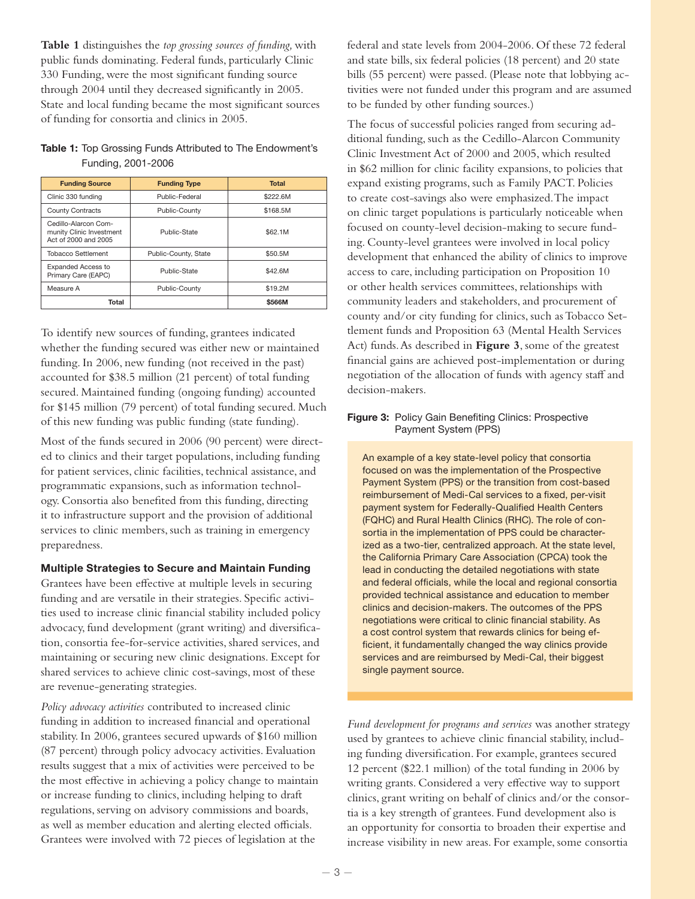**Table 1** distinguishes the *top grossing sources of funding,* with public funds dominating. Federal funds, particularly Clinic 330 Funding, were the most significant funding source through 2004 until they decreased significantly in 2005. State and local funding became the most significant sources of funding for consortia and clinics in 2005.

**Table 1:** Top Grossing Funds Attributed to The Endowment's Funding, 2001-2006

| Funding Source | Funding Type | Total |
| --- | --- | --- |
| Clinic 330 funding | Public-Federal | $222.6M |
| County Contracts | Public-County | $168.5M |
| Cedillo-Alarcon Community Clinic Investment Act of 2000 and 2005 | Public-State | $62.1M |
| Tobacco Settlement | Public-County, State | $50.5M |
| Expanded Access to Primary Care (EAPC) | Public-State | $42.6M |
| Measure A | Public-County | $19.2M |
| **Total** | | **$566M** |

To identify new sources of funding, grantees indicated whether the funding secured was either new or maintained funding. In 2006, new funding (not received in the past) accounted for $38.5 million (21 percent) of total funding secured. Maintained funding (ongoing funding) accounted for $145 million (79 percent) of total funding secured. Much of this new funding was public funding (state funding).

Most of the funds secured in 2006 (90 percent) were directed to clinics and their target populations, including funding for patient services, clinic facilities, technical assistance, and programmatic expansions, such as information technology. Consortia also benefited from this funding, directing it to infrastructure support and the provision of additional services to clinic members, such as training in emergency preparedness.

### Multiple Strategies to Secure and Maintain Funding

Grantees have been effective at multiple levels in securing funding and are versatile in their strategies. Specific activities used to increase clinic financial stability included policy advocacy, fund development (grant writing) and diversification, consortia fee-for-service activities, shared services, and maintaining or securing new clinic designations. Except for shared services to achieve clinic cost-savings, most of these are revenue-generating strategies.

*Policy advocacy activities* contributed to increased clinic funding in addition to increased financial and operational stability. In 2006, grantees secured upwards of $160 million (87 percent) through policy advocacy activities. Evaluation results suggest that a mix of activities were perceived to be the most effective in achieving a policy change to maintain or increase funding to clinics, including helping to draft regulations, serving on advisory commissions and boards, as well as member education and alerting elected officials. Grantees were involved with 72 pieces of legislation at the federal and state levels from 2004-2006. Of these 72 federal and state bills, six federal policies (18 percent) and 20 state bills (55 percent) were passed. (Please note that lobbying activities were not funded under this program and are assumed to be funded by other funding sources.)

The focus of successful policies ranged from securing additional funding, such as the Cedillo-Alarcon Community Clinic Investment Act of 2000 and 2005, which resulted in $62 million for clinic facility expansions, to policies that expand existing programs, such as Family PACT. Policies to create cost-savings also were emphasized. The impact on clinic target populations is particularly noticeable when focused on county-level decision-making to secure funding. County-level grantees were involved in local policy development that enhanced the ability of clinics to improve access to care, including participation on Proposition 10 or other health services committees, relationships with community leaders and stakeholders, and procurement of county and/or city funding for clinics, such as Tobacco Settlement funds and Proposition 63 (Mental Health Services Act) funds. As described in **Figure 3**, some of the greatest financial gains are achieved post-implementation or during negotiation of the allocation of funds with agency staff and decision-makers.

**Figure 3:** Policy Gain Benefiting Clinics: Prospective Payment System (PPS)

An example of a key state-level policy that consortia focused on was the implementation of the Prospective Payment System (PPS) or the transition from cost-based reimbursement of Medi-Cal services to a fixed, per-visit payment system for Federally-Qualified Health Centers (FQHC) and Rural Health Clinics (RHC). The role of consortia in the implementation of PPS could be characterized as a two-tier, centralized approach. At the state level, the California Primary Care Association (CPCA) took the lead in conducting the detailed negotiations with state and federal officials, while the local and regional consortia provided technical assistance and education to member clinics and decision-makers. The outcomes of the PPS negotiations were critical to clinic financial stability. As a cost control system that rewards clinics for being efficient, it fundamentally changed the way clinics provide services and are reimbursed by Medi-Cal, their biggest single payment source.

*Fund development for programs and services* was another strategy used by grantees to achieve clinic financial stability, including funding diversification. For example, grantees secured 12 percent ($22.1 million) of the total funding in 2006 by writing grants. Considered a very effective way to support clinics, grant writing on behalf of clinics and/or the consortia is a key strength of grantees. Fund development also is an opportunity for consortia to broaden their expertise and increase visibility in new areas. For example, some consortia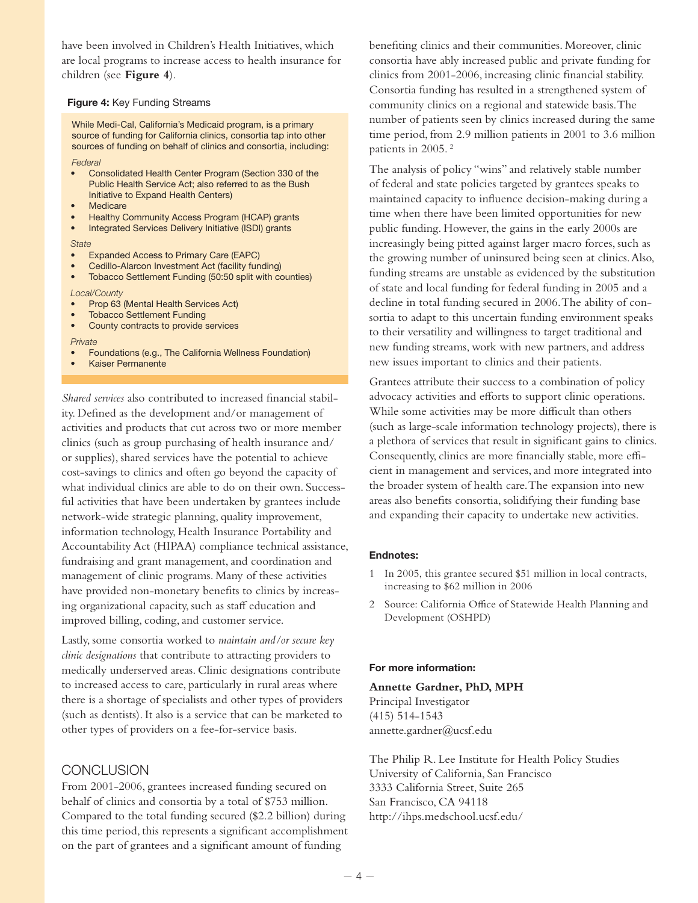have been involved in Children's Health Initiatives, which are local programs to increase access to health insurance for children (see **Figure 4**).

**Figure 4:** Key Funding Streams

While Medi-Cal, California's Medicaid program, is a primary source of funding for California clinics, consortia tap into other sources of funding on behalf of clinics and consortia, including:

*Federal*

- Consolidated Health Center Program (Section 330 of the Public Health Service Act; also referred to as the Bush Initiative to Expand Health Centers)
- Medicare
- Healthy Community Access Program (HCAP) grants
- Integrated Services Delivery Initiative (ISDI) grants

*State*

- Expanded Access to Primary Care (EAPC)
- Cedillo-Alarcon Investment Act (facility funding)
- Tobacco Settlement Funding (50:50 split with counties)

*Local/County*

- Prop 63 (Mental Health Services Act)
- Tobacco Settlement Funding
- County contracts to provide services

*Private*

- Foundations (e.g., The California Wellness Foundation)
- Kaiser Permanente

*Shared services* also contributed to increased financial stability. Defined as the development and/or management of activities and products that cut across two or more member clinics (such as group purchasing of health insurance and/or supplies), shared services have the potential to achieve cost-savings to clinics and often go beyond the capacity of what individual clinics are able to do on their own. Successful activities that have been undertaken by grantees include network-wide strategic planning, quality improvement, information technology, Health Insurance Portability and Accountability Act (HIPAA) compliance technical assistance, fundraising and grant management, and coordination and management of clinic programs. Many of these activities have provided non-monetary benefits to clinics by increasing organizational capacity, such as staff education and improved billing, coding, and customer service.

Lastly, some consortia worked to *maintain and/or secure key clinic designations* that contribute to attracting providers to medically underserved areas. Clinic designations contribute to increased access to care, particularly in rural areas where there is a shortage of specialists and other types of providers (such as dentists). It also is a service that can be marketed to other types of providers on a fee-for-service basis.

## CONCLUSION

From 2001-2006, grantees increased funding secured on behalf of clinics and consortia by a total of $753 million. Compared to the total funding secured ($2.2 billion) during this time period, this represents a significant accomplishment on the part of grantees and a significant amount of funding benefiting clinics and their communities. Moreover, clinic consortia have ably increased public and private funding for clinics from 2001-2006, increasing clinic financial stability. Consortia funding has resulted in a strengthened system of community clinics on a regional and statewide basis. The number of patients seen by clinics increased during the same time period, from 2.9 million patients in 2001 to 3.6 million patients in 2005. [2]

The analysis of policy "wins" and relatively stable number of federal and state policies targeted by grantees speaks to maintained capacity to influence decision-making during a time when there have been limited opportunities for new public funding. However, the gains in the early 2000s are increasingly being pitted against larger macro forces, such as the growing number of uninsured being seen at clinics. Also, funding streams are unstable as evidenced by the substitution of state and local funding for federal funding in 2005 and a decline in total funding secured in 2006. The ability of consortia to adapt to this uncertain funding environment speaks to their versatility and willingness to target traditional and new funding streams, work with new partners, and address new issues important to clinics and their patients.

Grantees attribute their success to a combination of policy advocacy activities and efforts to support clinic operations. While some activities may be more difficult than others (such as large-scale information technology projects), there is a plethora of services that result in significant gains to clinics. Consequently, clinics are more financially stable, more efficient in management and services, and more integrated into the broader system of health care. The expansion into new areas also benefits consortia, solidifying their funding base and expanding their capacity to undertake new activities.

**Endnotes:**

1. In 2005, this grantee secured $51 million in local contracts, increasing to $62 million in 2006
2. Source: California Office of Statewide Health Planning and Development (OSHPD)

**For more information:**

**Annette Gardner, PhD, MPH**
Principal Investigator
(415) 514-1543
annette.gardner@ucsf.edu

The Philip R. Lee Institute for Health Policy Studies
University of California, San Francisco
3333 California Street, Suite 265
San Francisco, CA 94118
http://ihps.medschool.ucsf.edu/